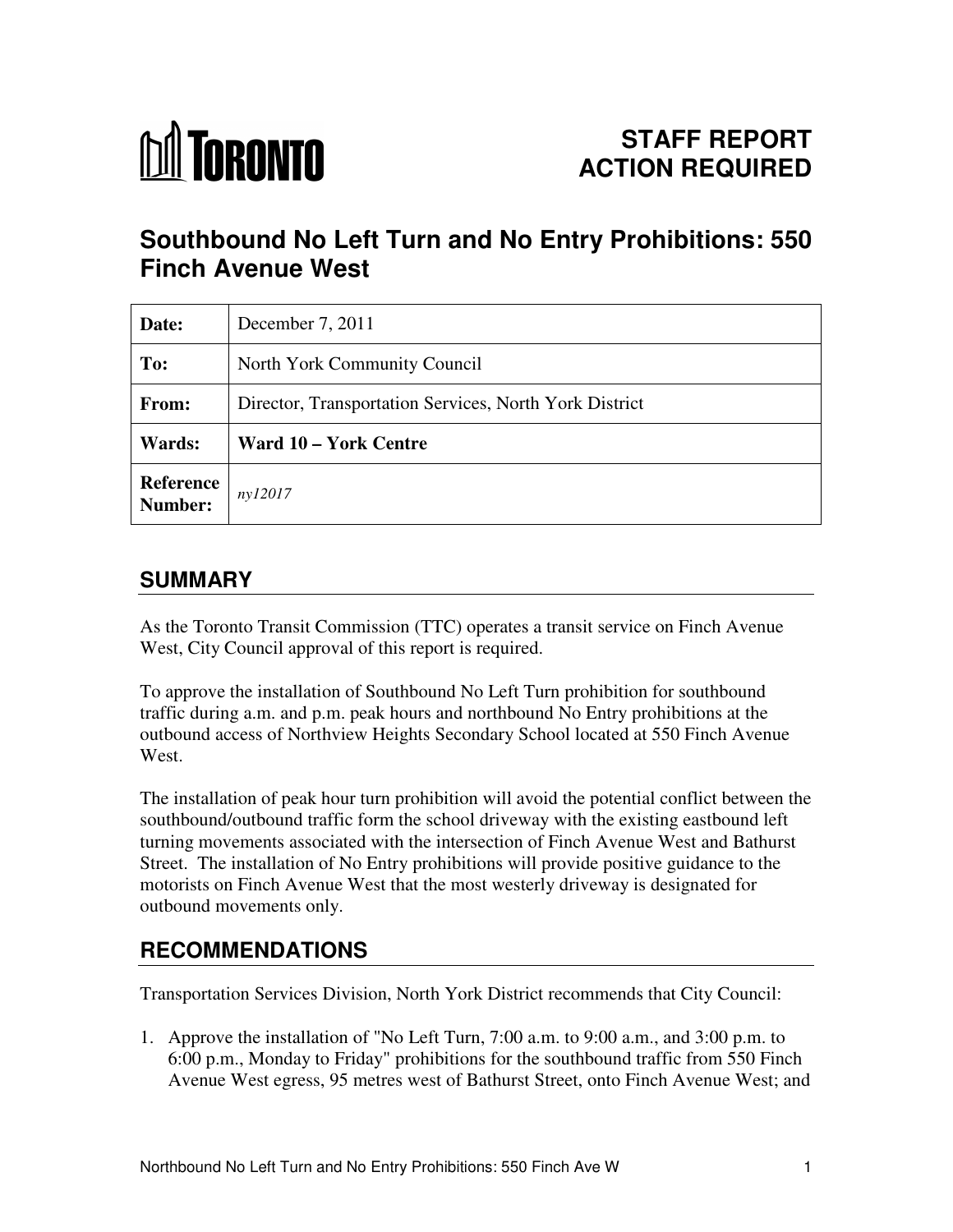TORONTO

# STAFF REPORT ACTION REQUIRED

## Southbound No Left Turn and No Entry Prohibitions: 550 Finch Avenue West

| | |
|---|---|
| **Date:** | December 7, 2011 |
| **To:** | North York Community Council |
| **From:** | Director, Transportation Services, North York District |
| **Wards:** | **Ward 10 – York Centre** |
| **Reference Number:** | *ny12017* |

## SUMMARY

As the Toronto Transit Commission (TTC) operates a transit service on Finch Avenue West, City Council approval of this report is required.

To approve the installation of Southbound No Left Turn prohibition for southbound traffic during a.m. and p.m. peak hours and northbound No Entry prohibitions at the outbound access of Northview Heights Secondary School located at 550 Finch Avenue West.

The installation of peak hour turn prohibition will avoid the potential conflict between the southbound/outbound traffic form the school driveway with the existing eastbound left turning movements associated with the intersection of Finch Avenue West and Bathurst Street. The installation of No Entry prohibitions will provide positive guidance to the motorists on Finch Avenue West that the most westerly driveway is designated for outbound movements only.

## RECOMMENDATIONS

Transportation Services Division, North York District recommends that City Council:

1. Approve the installation of "No Left Turn, 7:00 a.m. to 9:00 a.m., and 3:00 p.m. to 6:00 p.m., Monday to Friday" prohibitions for the southbound traffic from 550 Finch Avenue West egress, 95 metres west of Bathurst Street, onto Finch Avenue West; and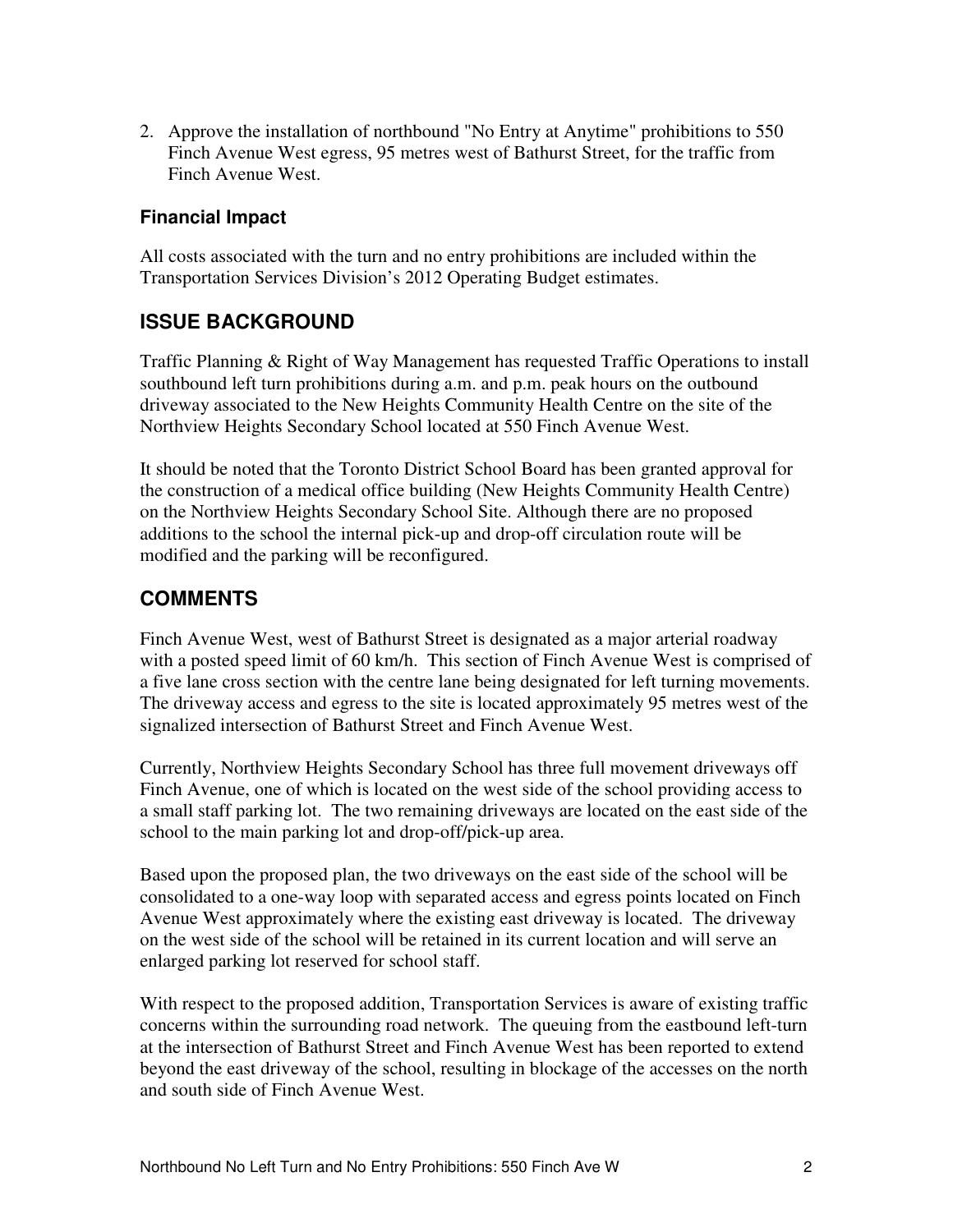2. Approve the installation of northbound "No Entry at Anytime" prohibitions to 550 Finch Avenue West egress, 95 metres west of Bathurst Street, for the traffic from Finch Avenue West.

### Financial Impact

All costs associated with the turn and no entry prohibitions are included within the Transportation Services Division's 2012 Operating Budget estimates.

## ISSUE BACKGROUND

Traffic Planning & Right of Way Management has requested Traffic Operations to install southbound left turn prohibitions during a.m. and p.m. peak hours on the outbound driveway associated to the New Heights Community Health Centre on the site of the Northview Heights Secondary School located at 550 Finch Avenue West.

It should be noted that the Toronto District School Board has been granted approval for the construction of a medical office building (New Heights Community Health Centre) on the Northview Heights Secondary School Site. Although there are no proposed additions to the school the internal pick-up and drop-off circulation route will be modified and the parking will be reconfigured.

## COMMENTS

Finch Avenue West, west of Bathurst Street is designated as a major arterial roadway with a posted speed limit of 60 km/h. This section of Finch Avenue West is comprised of a five lane cross section with the centre lane being designated for left turning movements. The driveway access and egress to the site is located approximately 95 metres west of the signalized intersection of Bathurst Street and Finch Avenue West.

Currently, Northview Heights Secondary School has three full movement driveways off Finch Avenue, one of which is located on the west side of the school providing access to a small staff parking lot. The two remaining driveways are located on the east side of the school to the main parking lot and drop-off/pick-up area.

Based upon the proposed plan, the two driveways on the east side of the school will be consolidated to a one-way loop with separated access and egress points located on Finch Avenue West approximately where the existing east driveway is located. The driveway on the west side of the school will be retained in its current location and will serve an enlarged parking lot reserved for school staff.

With respect to the proposed addition, Transportation Services is aware of existing traffic concerns within the surrounding road network. The queuing from the eastbound left-turn at the intersection of Bathurst Street and Finch Avenue West has been reported to extend beyond the east driveway of the school, resulting in blockage of the accesses on the north and south side of Finch Avenue West.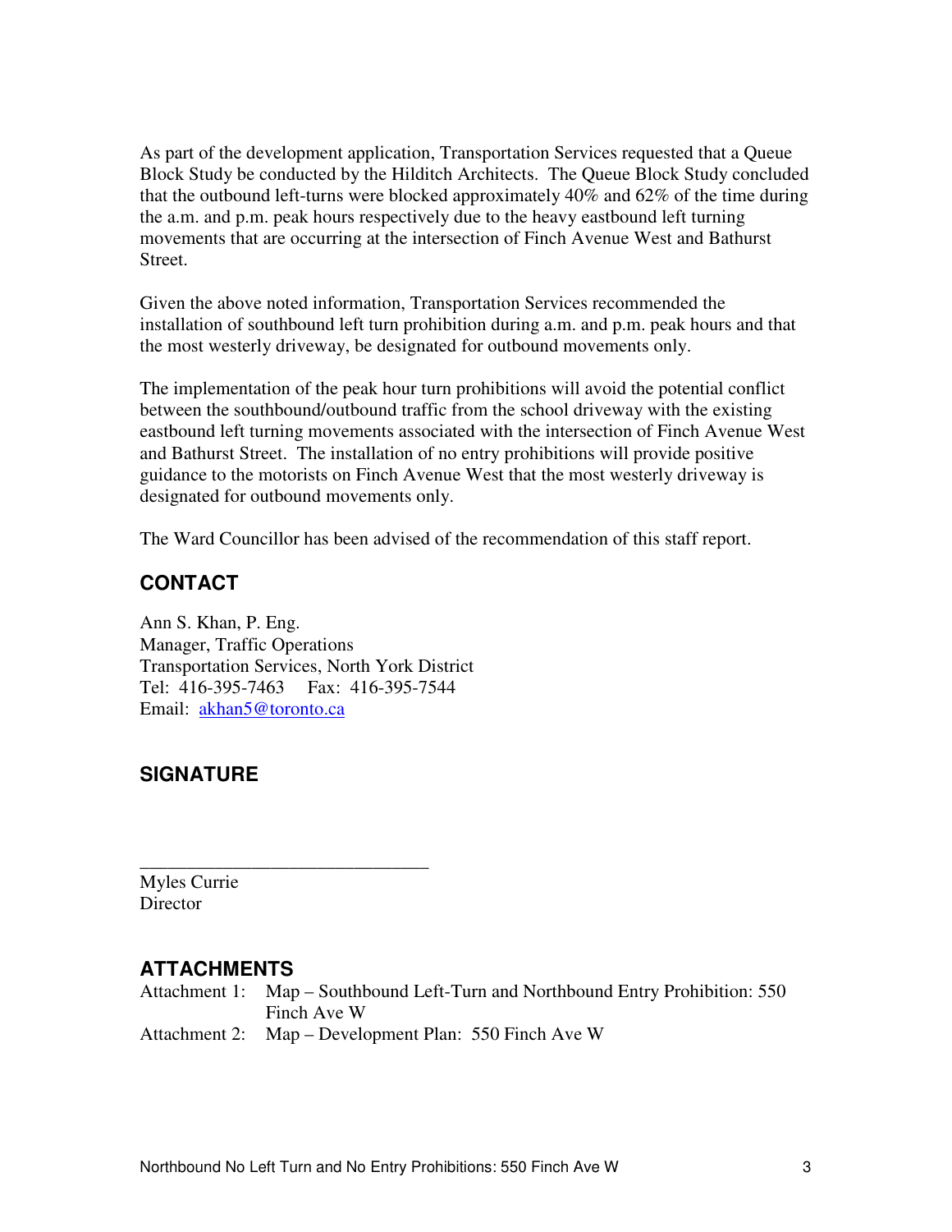As part of the development application, Transportation Services requested that a Queue Block Study be conducted by the Hilditch Architects. The Queue Block Study concluded that the outbound left-turns were blocked approximately 40% and 62% of the time during the a.m. and p.m. peak hours respectively due to the heavy eastbound left turning movements that are occurring at the intersection of Finch Avenue West and Bathurst Street.

Given the above noted information, Transportation Services recommended the installation of southbound left turn prohibition during a.m. and p.m. peak hours and that the most westerly driveway, be designated for outbound movements only.

The implementation of the peak hour turn prohibitions will avoid the potential conflict between the southbound/outbound traffic from the school driveway with the existing eastbound left turning movements associated with the intersection of Finch Avenue West and Bathurst Street. The installation of no entry prohibitions will provide positive guidance to the motorists on Finch Avenue West that the most westerly driveway is designated for outbound movements only.

The Ward Councillor has been advised of the recommendation of this staff report.

## CONTACT

Ann S. Khan, P. Eng.
Manager, Traffic Operations
Transportation Services, North York District
Tel: 416-395-7463 Fax: 416-395-7544
Email: akhan5@toronto.ca

## SIGNATURE

_______________________________

Myles Currie
Director

## ATTACHMENTS

Attachment 1: Map – Southbound Left-Turn and Northbound Entry Prohibition: 550 Finch Ave W
Attachment 2: Map – Development Plan: 550 Finch Ave W